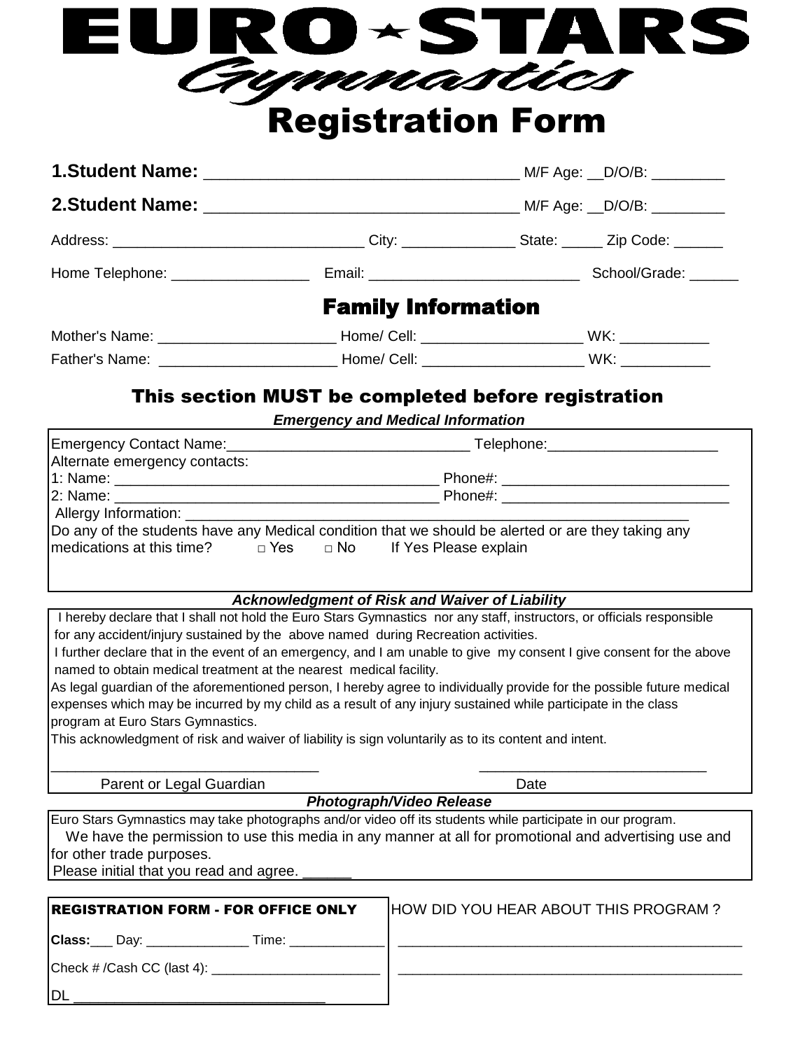# EURO ★ STARS Gymnastics

# Registration Form

**1.Student Name:** ___________________________________ M/F Age: __D/O/B: _________

**2.Student Name:** ___________________________________ M/F Age: __D/O/B: _________

Address: ______________________________ City: _____________ State: _____ Zip Code: ______

Home Telephone: ________________ Email: _________________________ School/Grade: ______

## Family Information

Mother's Name: _____________________ Home/ Cell: ___________________ WK: ___________

Father's Name: _____________________ Home/ Cell: ___________________ WK: ___________

## This section MUST be completed before registration

***Emergency and Medical Information***

Emergency Contact Name:_____________________________ Telephone:____________________

Alternate emergency contacts:

1: Name: _______________________________________ Phone#: ___________________________

2: Name: _______________________________________ Phone#: ___________________________

Allergy Information: _________________________________________________________________

Do any of the students have any Medical condition that we should be alerted or are they taking any medications at this time? □ Yes □ No If Yes Please explain

***Acknowledgment of Risk and Waiver of Liability***

I hereby declare that I shall not hold the Euro Stars Gymnastics nor any staff, instructors, or officials responsible for any accident/injury sustained by the above named during Recreation activities.

I further declare that in the event of an emergency, and I am unable to give my consent I give consent for the above named to obtain medical treatment at the nearest medical facility.

As legal guardian of the aforementioned person, I hereby agree to individually provide for the possible future medical expenses which may be incurred by my child as a result of any injury sustained while participate in the class program at Euro Stars Gymnastics.

This acknowledgment of risk and waiver of liability is sign voluntarily as to its content and intent.

________________________________ ____________________________

Parent or Legal Guardian Date

***Photograph/Video Release***

Euro Stars Gymnastics may take photographs and/or video off its students while participate in our program.

We have the permission to use this media in any manner at all for promotional and advertising use and for other trade purposes.

Please initial that you read and agree. ______

**REGISTRATION FORM - FOR OFFICE ONLY**

**Class:**___ Day: ______________ Time: _____________

Check # /Cash CC (last 4): _______________________

DL _______________________________

HOW DID YOU HEAR ABOUT THIS PROGRAM ?

_____________________________________________

_____________________________________________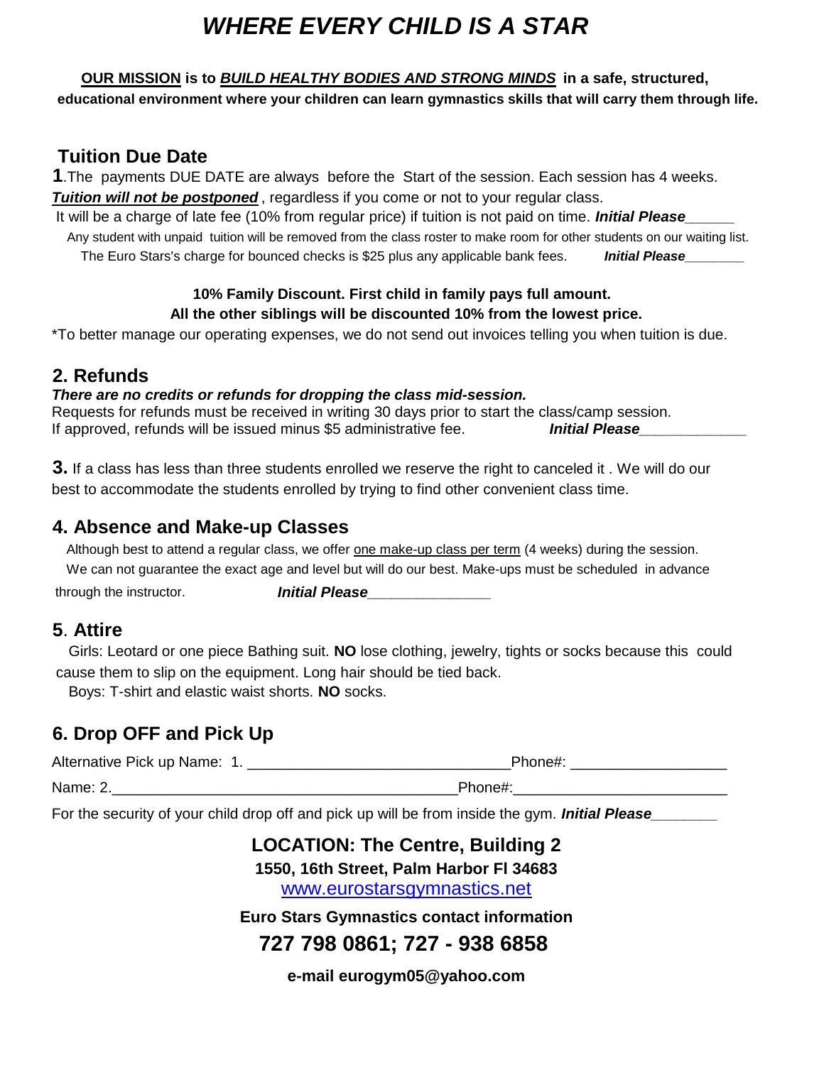// WHERE EVERY CHILD IS A STAR

# *WHERE EVERY CHILD IS A STAR*

**<u>OUR MISSION</u> is to *<u>BUILD HEALTHY BODIES AND STRONG MINDS</u>* in a safe, structured, educational environment where your children can learn gymnastics skills that will carry them through life.**

## Tuition Due Date

**1**.The payments DUE DATE are always before the Start of the session. Each session has 4 weeks.
***<u>Tuition will not be postponed</u>***, regardless if you come or not to your regular class.
It will be a charge of late fee (10% from regular price) if tuition is not paid on time. ***Initial Please______***
Any student with unpaid tuition will be removed from the class roster to make room for other students on our waiting list.
The Euro Stars's charge for bounced checks is $25 plus any applicable bank fees. ***Initial Please________***

**10% Family Discount. First child in family pays full amount.**
**All the other siblings will be discounted 10% from the lowest price.**

*To better manage our operating expenses, we do not send out invoices telling you when tuition is due.

## 2. Refunds

***There are no credits or refunds for dropping the class mid-session.***
Requests for refunds must be received in writing 30 days prior to start the class/camp session.
If approved, refunds will be issued minus $5 administrative fee. ***Initial Please_____________***

**3.** If a class has less than three students enrolled we reserve the right to canceled it . We will do our best to accommodate the students enrolled by trying to find other convenient class time.

## 4. Absence and Make-up Classes

Although best to attend a regular class, we offer <u>one make-up class per term</u> (4 weeks) during the session.
We can not guarantee the exact age and level but will do our best. Make-ups must be scheduled in advance through the instructor. ***Initial Please________________***

## 5. Attire

Girls: Leotard or one piece Bathing suit. **NO** lose clothing, jewelry, tights or socks because this could cause them to slip on the equipment. Long hair should be tied back.
Boys: T-shirt and elastic waist shorts. **NO** socks.

## 6. Drop OFF and Pick Up

Alternative Pick up Name: 1. _______________________________Phone#: __________________

Name: 2._________________________________________Phone#:_________________________

For the security of your child drop off and pick up will be from inside the gym. ***Initial Please________***

**LOCATION: The Centre, Building 2**
**1550, 16th Street, Palm Harbor Fl 34683**
www.eurostarsgymnastics.net

**Euro Stars Gymnastics contact information**

**727 798 0861; 727 - 938 6858**

**e-mail eurogym05@yahoo.com**